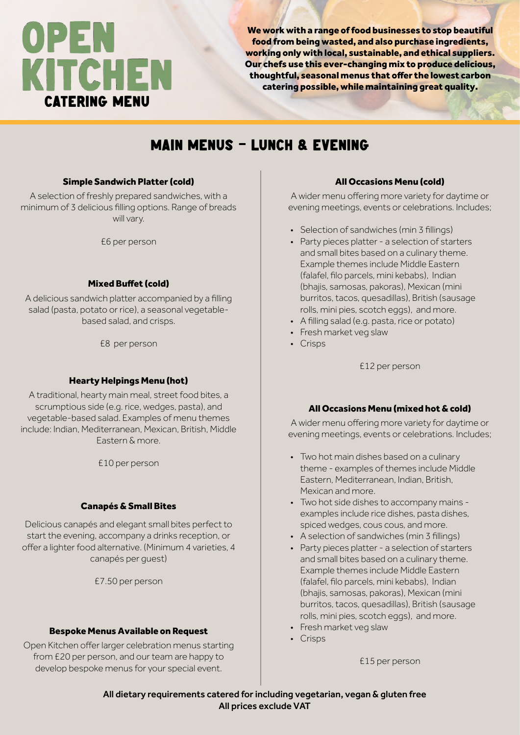# OPEN KITCHEN

## CATERING MENU

**We work with a range of food businesses to stop beautiful food from being wasted, and also purchase ingredients, working only with local, sustainable, and ethical suppliers. Our chefs use this ever-changing mix to produce delicious, thoughtful, seasonal menus that offer the lowest carbon catering possible, while maintaining great quality.**

## MAIN MENUS - LUNCH & EVENING

### Simple Sandwich Platter (cold)

A selection of freshly prepared sandwiches, with a minimum of 3 delicious filling options. Range of breads will vary.

£6 per person

### Mixed Buffet (cold)

A delicious sandwich platter accompanied by a filling salad (pasta, potato or rice), a seasonal vegetable-based salad, and crisps.

£8 per person

### Hearty Helpings Menu (hot)

A traditional, hearty main meal, street food bites, a scrumptious side (e.g. rice, wedges, pasta), and vegetable-based salad. Examples of menu themes include: Indian, Mediterranean, Mexican, British, Middle Eastern & more.

£10 per person

### Canapés & Small Bites

Delicious canapés and elegant small bites perfect to start the evening, accompany a drinks reception, or offer a lighter food alternative. (Minimum 4 varieties, 4 canapés per guest)

£7.50 per person

### Bespoke Menus Available on Request

Open Kitchen offer larger celebration menus starting from £20 per person, and our team are happy to develop bespoke menus for your special event.

### All Occasions Menu (cold)

A wider menu offering more variety for daytime or evening meetings, events or celebrations. Includes;

- Selection of sandwiches (min 3 fillings)
- Party pieces platter - a selection of starters and small bites based on a culinary theme. Example themes include Middle Eastern (falafel, filo parcels, mini kebabs), Indian (bhajis, samosas, pakoras), Mexican (mini burritos, tacos, quesadillas), British (sausage rolls, mini pies, scotch eggs), and more.
- A filling salad (e.g. pasta, rice or potato)
- Fresh market veg slaw
- Crisps

£12 per person

### All Occasions Menu (mixed hot & cold)

A wider menu offering more variety for daytime or evening meetings, events or celebrations. Includes;

- Two hot main dishes based on a culinary theme - examples of themes include Middle Eastern, Mediterranean, Indian, British, Mexican and more.
- Two hot side dishes to accompany mains - examples include rice dishes, pasta dishes, spiced wedges, cous cous, and more.
- A selection of sandwiches (min 3 fillings)
- Party pieces platter - a selection of starters and small bites based on a culinary theme. Example themes include Middle Eastern (falafel, filo parcels, mini kebabs), Indian (bhajis, samosas, pakoras), Mexican (mini burritos, tacos, quesadillas), British (sausage rolls, mini pies, scotch eggs), and more.
- Fresh market veg slaw
- Crisps

£15 per person

All dietary requirements catered for including vegetarian, vegan & gluten free
All prices exclude VAT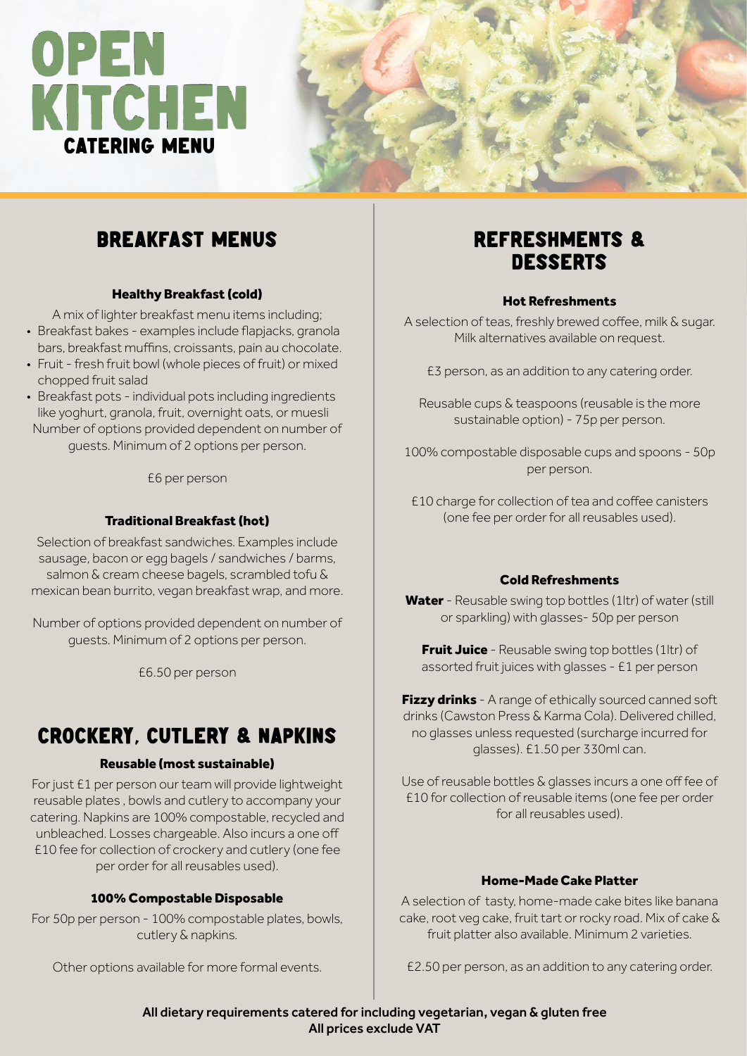# OPEN KITCHEN

## CATERING MENU

## BREAKFAST MENUS

### Healthy Breakfast (cold)

A mix of lighter breakfast menu items including;

- Breakfast bakes - examples include flapjacks, granola bars, breakfast muffins, croissants, pain au chocolate.
- Fruit - fresh fruit bowl (whole pieces of fruit) or mixed chopped fruit salad
- Breakfast pots - individual pots including ingredients like yoghurt, granola, fruit, overnight oats, or muesli

Number of options provided dependent on number of guests. Minimum of 2 options per person.

£6 per person

### Traditional Breakfast (hot)

Selection of breakfast sandwiches. Examples include sausage, bacon or egg bagels / sandwiches / barms, salmon & cream cheese bagels, scrambled tofu & mexican bean burrito, vegan breakfast wrap, and more.

Number of options provided dependent on number of guests. Minimum of 2 options per person.

£6.50 per person

## CROCKERY, CUTLERY & NAPKINS

### Reusable (most sustainable)

For just £1 per person our team will provide lightweight reusable plates , bowls and cutlery to accompany your catering. Napkins are 100% compostable, recycled and unbleached. Losses chargeable. Also incurs a one off £10 fee for collection of crockery and cutlery (one fee per order for all reusables used).

### 100% Compostable Disposable

For 50p per person - 100% compostable plates, bowls, cutlery & napkins.

Other options available for more formal events.

## REFRESHMENTS & DESSERTS

### Hot Refreshments

A selection of teas, freshly brewed coffee, milk & sugar. Milk alternatives available on request.

£3 person, as an addition to any catering order.

Reusable cups & teaspoons (reusable is the more sustainable option) - 75p per person.

100% compostable disposable cups and spoons - 50p per person.

£10 charge for collection of tea and coffee canisters (one fee per order for all reusables used).

### Cold Refreshments

**Water** - Reusable swing top bottles (1ltr) of water (still or sparkling) with glasses- 50p per person

**Fruit Juice** - Reusable swing top bottles (1ltr) of assorted fruit juices with glasses - £1 per person

**Fizzy drinks** - A range of ethically sourced canned soft drinks (Cawston Press & Karma Cola). Delivered chilled, no glasses unless requested (surcharge incurred for glasses). £1.50 per 330ml can.

Use of reusable bottles & glasses incurs a one off fee of £10 for collection of reusable items (one fee per order for all reusables used).

### Home-Made Cake Platter

A selection of tasty, home-made cake bites like banana cake, root veg cake, fruit tart or rocky road. Mix of cake & fruit platter also available. Minimum 2 varieties.

£2.50 per person, as an addition to any catering order.

**All dietary requirements catered for including vegetarian, vegan & gluten free**
**All prices exclude VAT**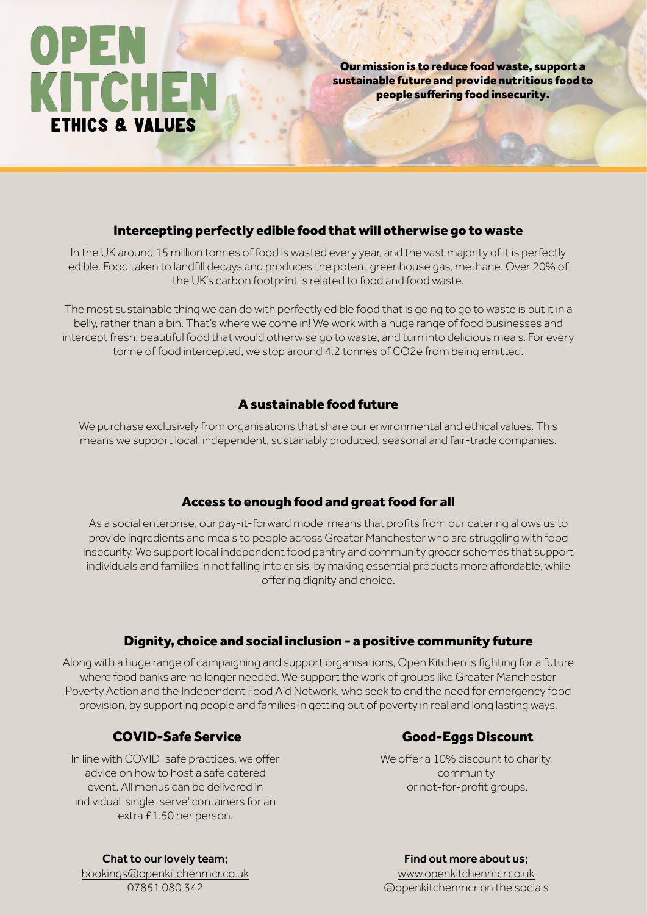# OPEN KITCHEN

## ETHICS & VALUES

**Our mission is to reduce food waste, support a sustainable future and provide nutritious food to people suffering food insecurity.**

### Intercepting perfectly edible food that will otherwise go to waste

In the UK around 15 million tonnes of food is wasted every year, and the vast majority of it is perfectly edible. Food taken to landfill decays and produces the potent greenhouse gas, methane. Over 20% of the UK's carbon footprint is related to food and food waste.

The most sustainable thing we can do with perfectly edible food that is going to go to waste is put it in a belly, rather than a bin. That's where we come in! We work with a huge range of food businesses and intercept fresh, beautiful food that would otherwise go to waste, and turn into delicious meals. For every tonne of food intercepted, we stop around 4.2 tonnes of $CO_2e$ from being emitted.

### A sustainable food future

We purchase exclusively from organisations that share our environmental and ethical values. This means we support local, independent, sustainably produced, seasonal and fair-trade companies.

### Access to enough food and great food for all

As a social enterprise, our pay-it-forward model means that profits from our catering allows us to provide ingredients and meals to people across Greater Manchester who are struggling with food insecurity. We support local independent food pantry and community grocer schemes that support individuals and families in not falling into crisis, by making essential products more affordable, while offering dignity and choice.

### Dignity, choice and social inclusion - a positive community future

Along with a huge range of campaigning and support organisations, Open Kitchen is fighting for a future where food banks are no longer needed. We support the work of groups like Greater Manchester Poverty Action and the Independent Food Aid Network, who seek to end the need for emergency food provision, by supporting people and families in getting out of poverty in real and long lasting ways.

### COVID-Safe Service

In line with COVID-safe practices, we offer advice on how to host a safe catered event. All menus can be delivered in individual 'single-serve' containers for an extra £1.50 per person.

**Chat to our lovely team;**
bookings@openkitchenmcr.co.uk
07851 080 342

### Good-Eggs Discount

We offer a 10% discount to charity, community or not-for-profit groups.

**Find out more about us;**
www.openkitchenmcr.co.uk
@openkitchenmcr on the socials